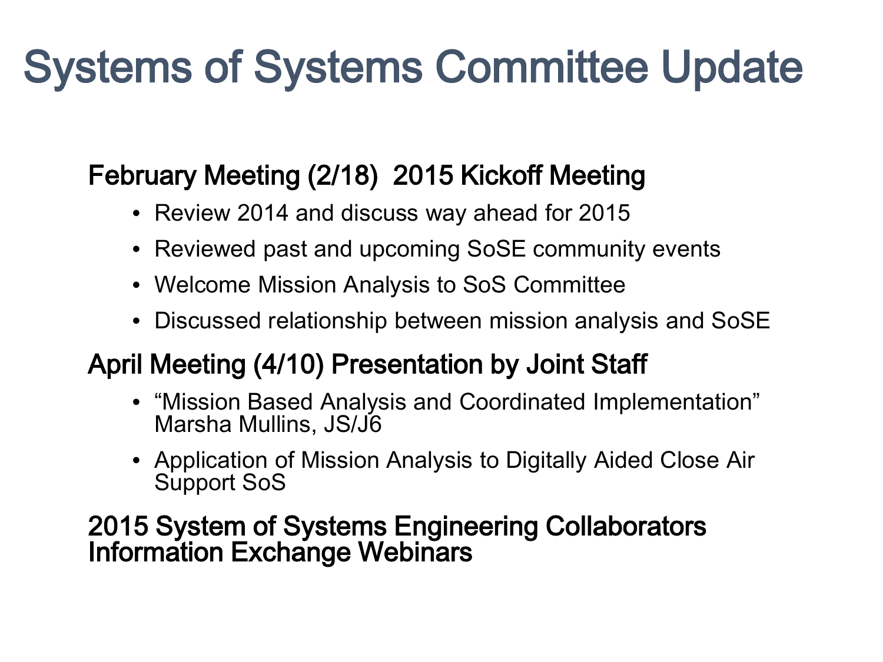# Systems of Systems Committee Update

## February Meeting (2/18) 2015 Kickoff Meeting

- Review 2014 and discuss way ahead for 2015
- Reviewed past and upcoming SoSE community events
- Welcome Mission Analysis to SoS Committee
- Discussed relationship between mission analysis and SoSE

## April Meeting (4/10) Presentation by Joint Staff

- "Mission Based Analysis and Coordinated Implementation" Marsha Mullins, JS/J6
- Application of Mission Analysis to Digitally Aided Close Air Support SoS

## 2015 System of Systems Engineering Collaborators Information Exchange Webinars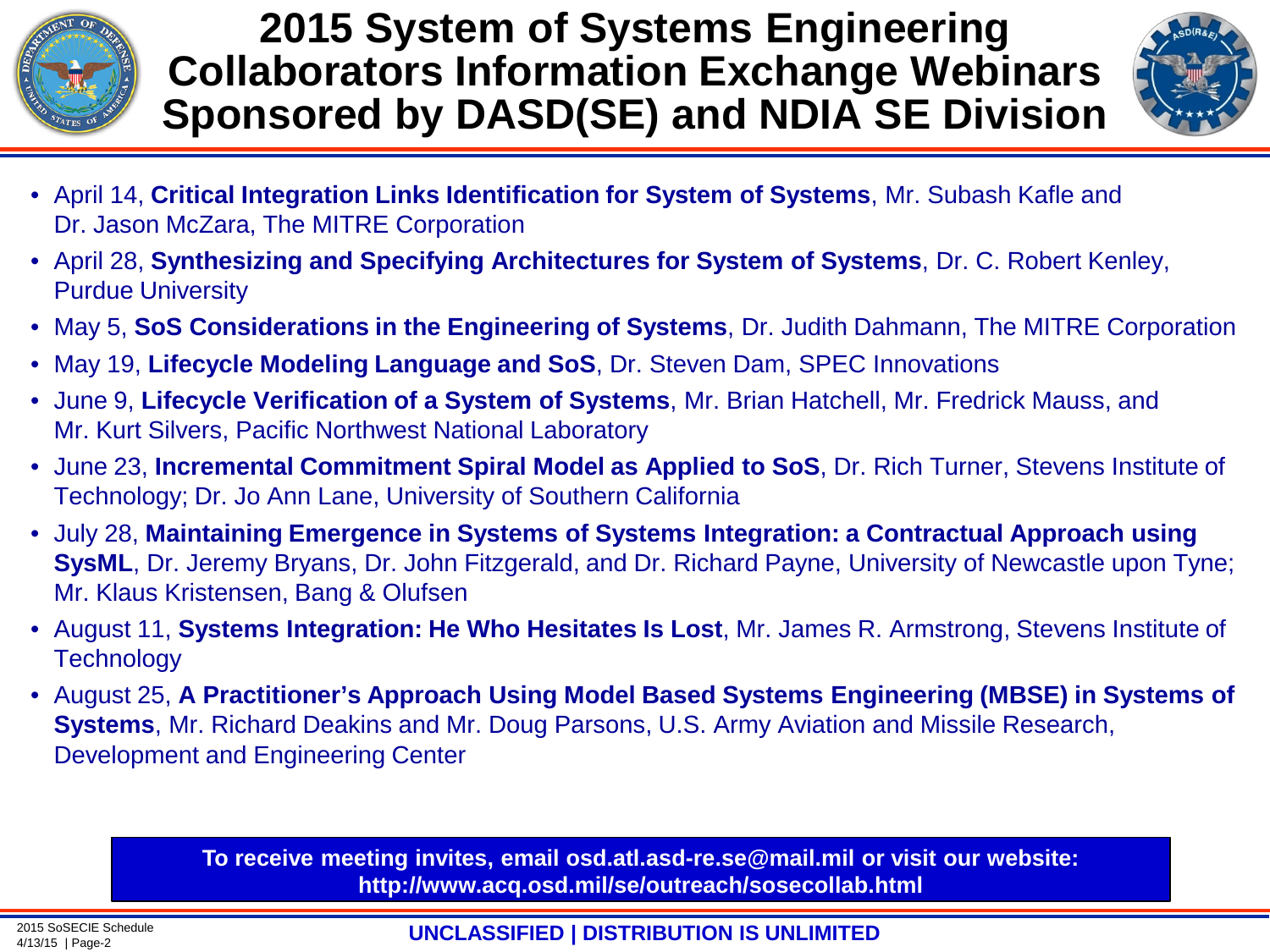# 2015 System of Systems Engineering Collaborators Information Exchange Webinars Sponsored by DASD(SE) and NDIA SE Division

- April 14, **Critical Integration Links Identification for System of Systems**, Mr. Subash Kafle and Dr. Jason McZara, The MITRE Corporation
- April 28, **Synthesizing and Specifying Architectures for System of Systems**, Dr. C. Robert Kenley, Purdue University
- May 5, **SoS Considerations in the Engineering of Systems**, Dr. Judith Dahmann, The MITRE Corporation
- May 19, **Lifecycle Modeling Language and SoS**, Dr. Steven Dam, SPEC Innovations
- June 9, **Lifecycle Verification of a System of Systems**, Mr. Brian Hatchell, Mr. Fredrick Mauss, and Mr. Kurt Silvers, Pacific Northwest National Laboratory
- June 23, **Incremental Commitment Spiral Model as Applied to SoS**, Dr. Rich Turner, Stevens Institute of Technology; Dr. Jo Ann Lane, University of Southern California
- July 28, **Maintaining Emergence in Systems of Systems Integration: a Contractual Approach using SysML**, Dr. Jeremy Bryans, Dr. John Fitzgerald, and Dr. Richard Payne, University of Newcastle upon Tyne; Mr. Klaus Kristensen, Bang & Olufsen
- August 11, **Systems Integration: He Who Hesitates Is Lost**, Mr. James R. Armstrong, Stevens Institute of Technology
- August 25, **A Practitioner's Approach Using Model Based Systems Engineering (MBSE) in Systems of Systems**, Mr. Richard Deakins and Mr. Doug Parsons, U.S. Army Aviation and Missile Research, Development and Engineering Center

**To receive meeting invites, email osd.atl.asd-re.se@mail.mil or visit our website: http://www.acq.osd.mil/se/outreach/sosecollab.html**

UNCLASSIFIED | DISTRIBUTION IS UNLIMITED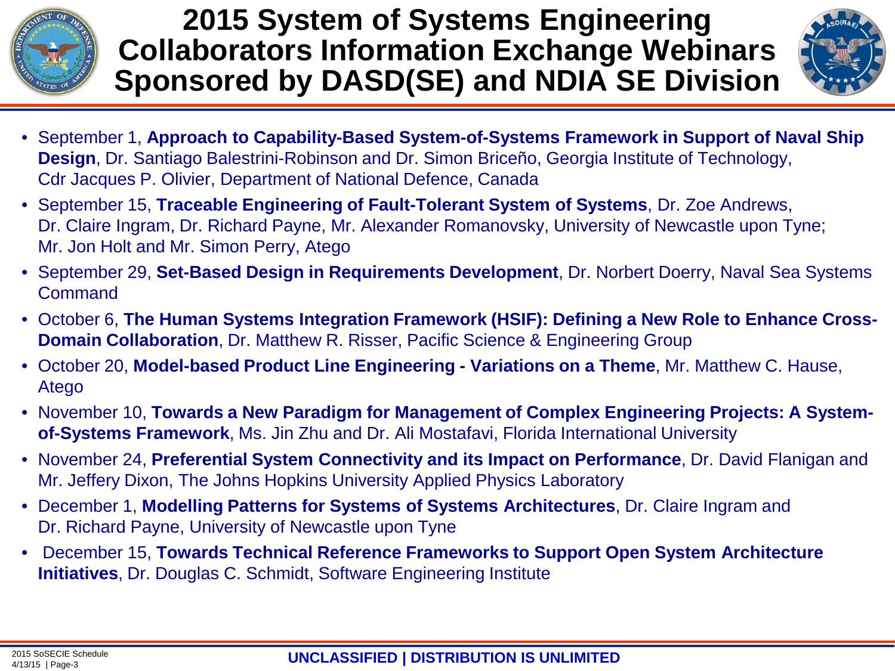# 2015 System of Systems Engineering Collaborators Information Exchange Webinars Sponsored by DASD(SE) and NDIA SE Division

- September 1, **Approach to Capability-Based System-of-Systems Framework in Support of Naval Ship Design**, Dr. Santiago Balestrini-Robinson and Dr. Simon Briceño, Georgia Institute of Technology, Cdr Jacques P. Olivier, Department of National Defence, Canada
- September 15, **Traceable Engineering of Fault-Tolerant System of Systems**, Dr. Zoe Andrews, Dr. Claire Ingram, Dr. Richard Payne, Mr. Alexander Romanovsky, University of Newcastle upon Tyne; Mr. Jon Holt and Mr. Simon Perry, Atego
- September 29, **Set-Based Design in Requirements Development**, Dr. Norbert Doerry, Naval Sea Systems Command
- October 6, **The Human Systems Integration Framework (HSIF): Defining a New Role to Enhance Cross-Domain Collaboration**, Dr. Matthew R. Risser, Pacific Science & Engineering Group
- October 20, **Model-based Product Line Engineering - Variations on a Theme**, Mr. Matthew C. Hause, Atego
- November 10, **Towards a New Paradigm for Management of Complex Engineering Projects: A System-of-Systems Framework**, Ms. Jin Zhu and Dr. Ali Mostafavi, Florida International University
- November 24, **Preferential System Connectivity and its Impact on Performance**, Dr. David Flanigan and Mr. Jeffery Dixon, The Johns Hopkins University Applied Physics Laboratory
- December 1, **Modelling Patterns for Systems of Systems Architectures**, Dr. Claire Ingram and Dr. Richard Payne, University of Newcastle upon Tyne
- December 15, **Towards Technical Reference Frameworks to Support Open System Architecture Initiatives**, Dr. Douglas C. Schmidt, Software Engineering Institute

UNCLASSIFIED | DISTRIBUTION IS UNLIMITED